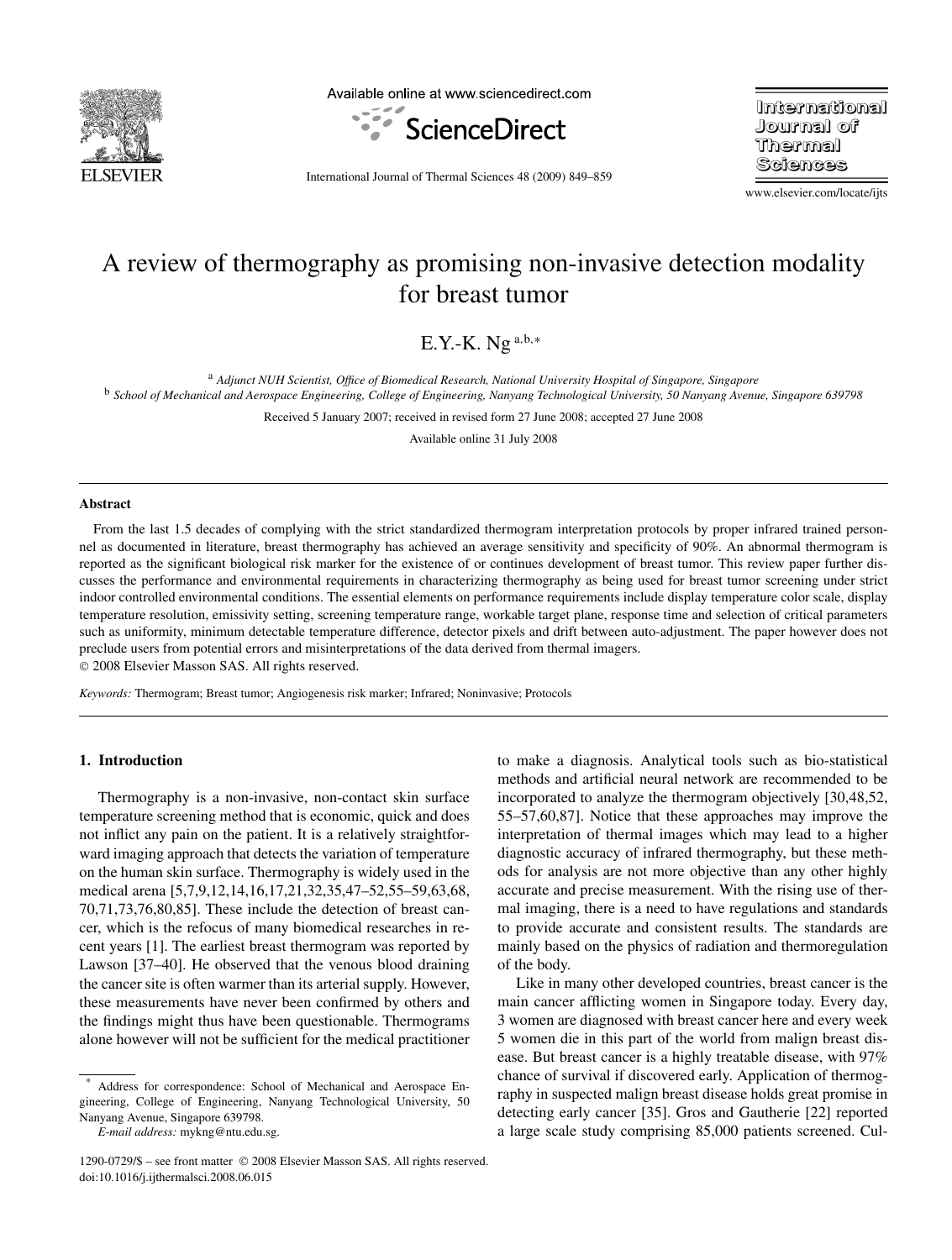# A review of thermography as promising non-invasive detection modality for breast tumor

E.Y.-K. Ng [a,b,*]

[a] *Adjunct NUH Scientist, Office of Biomedical Research, National University Hospital of Singapore, Singapore*
[b] *School of Mechanical and Aerospace Engineering, College of Engineering, Nanyang Technological University, 50 Nanyang Avenue, Singapore 639798*

Received 5 January 2007; received in revised form 27 June 2008; accepted 27 June 2008

Available online 31 July 2008

## Abstract

From the last 1.5 decades of complying with the strict standardized thermogram interpretation protocols by proper infrared trained personnel as documented in literature, breast thermography has achieved an average sensitivity and specificity of 90%. An abnormal thermogram is reported as the significant biological risk marker for the existence of or continues development of breast tumor. This review paper further discusses the performance and environmental requirements in characterizing thermography as being used for breast tumor screening under strict indoor controlled environmental conditions. The essential elements on performance requirements include display temperature color scale, display temperature resolution, emissivity setting, screening temperature range, workable target plane, response time and selection of critical parameters such as uniformity, minimum detectable temperature difference, detector pixels and drift between auto-adjustment. The paper however does not preclude users from potential errors and misinterpretations of the data derived from thermal imagers.
© 2008 Elsevier Masson SAS. All rights reserved.

*Keywords:* Thermogram; Breast tumor; Angiogenesis risk marker; Infrared; Noninvasive; Protocols

## 1. Introduction

Thermography is a non-invasive, non-contact skin surface temperature screening method that is economic, quick and does not inflict any pain on the patient. It is a relatively straightforward imaging approach that detects the variation of temperature on the human skin surface. Thermography is widely used in the medical arena [5,7,9,12,14,16,17,21,32,35,47–52,55–59,63,68,70,71,73,76,80,85]. These include the detection of breast cancer, which is the refocus of many biomedical researches in recent years [1]. The earliest breast thermogram was reported by Lawson [37–40]. He observed that the venous blood draining the cancer site is often warmer than its arterial supply. However, these measurements have never been confirmed by others and the findings might thus have been questionable. Thermograms alone however will not be sufficient for the medical practitioner to make a diagnosis. Analytical tools such as bio-statistical methods and artificial neural network are recommended to be incorporated to analyze the thermogram objectively [30,48,52,55–57,60,87]. Notice that these approaches may improve the interpretation of thermal images which may lead to a higher diagnostic accuracy of infrared thermography, but these methods for analysis are not more objective than any other highly accurate and precise measurement. With the rising use of thermal imaging, there is a need to have regulations and standards to provide accurate and consistent results. The standards are mainly based on the physics of radiation and thermoregulation of the body.

Like in many other developed countries, breast cancer is the main cancer afflicting women in Singapore today. Every day, 3 women are diagnosed with breast cancer here and every week 5 women die in this part of the world from malign breast disease. But breast cancer is a highly treatable disease, with 97% chance of survival if discovered early. Application of thermography in suspected malign breast disease holds great promise in detecting early cancer [35]. Gros and Gautherie [22] reported a large scale study comprising 85,000 patients screened. Cul-

* Address for correspondence: School of Mechanical and Aerospace Engineering, College of Engineering, Nanyang Technological University, 50 Nanyang Avenue, Singapore 639798.
*E-mail address:* mykng@ntu.edu.sg.

1290-0729/$ – see front matter © 2008 Elsevier Masson SAS. All rights reserved.
doi:10.1016/j.ijthermalsci.2008.06.015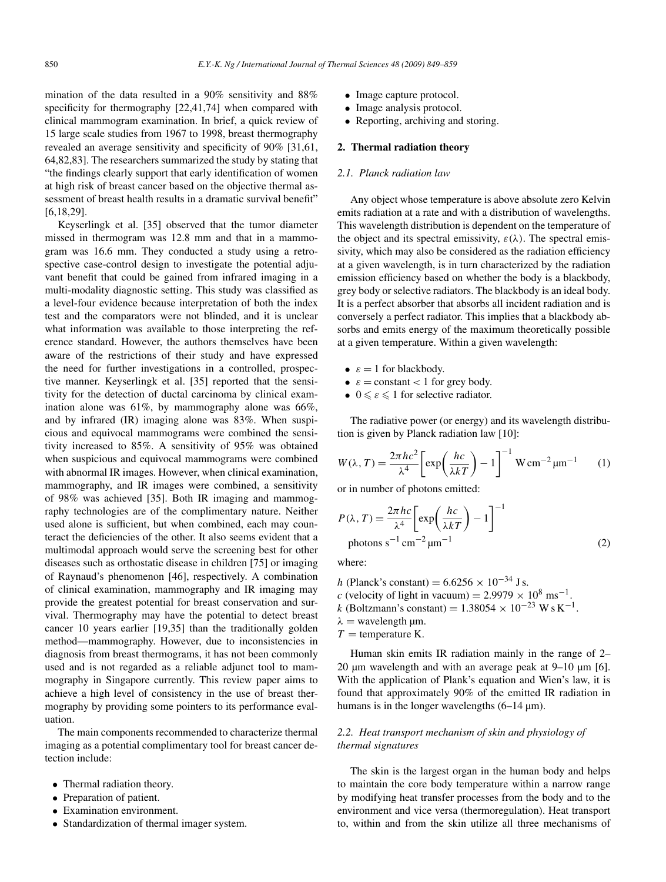mination of the data resulted in a 90% sensitivity and 88% specificity for thermography [22,41,74] when compared with clinical mammogram examination. In brief, a quick review of 15 large scale studies from 1967 to 1998, breast thermography revealed an average sensitivity and specificity of 90% [31,61, 64,82,83]. The researchers summarized the study by stating that "the findings clearly support that early identification of women at high risk of breast cancer based on the objective thermal assessment of breast health results in a dramatic survival benefit" [6,18,29].

Keyserlingk et al. [35] observed that the tumor diameter missed in thermogram was 12.8 mm and that in a mammogram was 16.6 mm. They conducted a study using a retrospective case-control design to investigate the potential adjuvant benefit that could be gained from infrared imaging in a multi-modality diagnostic setting. This study was classified as a level-four evidence because interpretation of both the index test and the comparators were not blinded, and it is unclear what information was available to those interpreting the reference standard. However, the authors themselves have been aware of the restrictions of their study and have expressed the need for further investigations in a controlled, prospective manner. Keyserlingk et al. [35] reported that the sensitivity for the detection of ductal carcinoma by clinical examination alone was 61%, by mammography alone was 66%, and by infrared (IR) imaging alone was 83%. When suspicious and equivocal mammograms were combined the sensitivity increased to 85%. A sensitivity of 95% was obtained when suspicious and equivocal mammograms were combined with abnormal IR images. However, when clinical examination, mammography, and IR images were combined, a sensitivity of 98% was achieved [35]. Both IR imaging and mammography technologies are of the complimentary nature. Neither used alone is sufficient, but when combined, each may counteract the deficiencies of the other. It also seems evident that a multimodal approach would serve the screening best for other diseases such as orthostatic disease in children [75] or imaging of Raynaud's phenomenon [46], respectively. A combination of clinical examination, mammography and IR imaging may provide the greatest potential for breast conservation and survival. Thermography may have the potential to detect breast cancer 10 years earlier [19,35] than the traditionally golden method—mammography. However, due to inconsistencies in diagnosis from breast thermograms, it has not been commonly used and is not regarded as a reliable adjunct tool to mammography in Singapore currently. This review paper aims to achieve a high level of consistency in the use of breast thermography by providing some pointers to its performance evaluation.

The main components recommended to characterize thermal imaging as a potential complimentary tool for breast cancer detection include:

- Thermal radiation theory.
- Preparation of patient.
- Examination environment.
- Standardization of thermal imager system.
- Image capture protocol.
- Image analysis protocol.
- Reporting, archiving and storing.

## 2. Thermal radiation theory

### 2.1. Planck radiation law

Any object whose temperature is above absolute zero Kelvin emits radiation at a rate and with a distribution of wavelengths. This wavelength distribution is dependent on the temperature of the object and its spectral emissivity, $\varepsilon(\lambda)$. The spectral emissivity, which may also be considered as the radiation efficiency at a given wavelength, is in turn characterized by the radiation emission efficiency based on whether the body is a blackbody, grey body or selective radiators. The blackbody is an ideal body. It is a perfect absorber that absorbs all incident radiation and is conversely a perfect radiator. This implies that a blackbody absorbs and emits energy of the maximum theoretically possible at a given temperature. Within a given wavelength:

- $\varepsilon = 1$ for blackbody.
- $\varepsilon = \text{constant} < 1$ for grey body.
- $0 \leqslant \varepsilon \leqslant 1$ for selective radiator.

The radiative power (or energy) and its wavelength distribution is given by Planck radiation law [10]:

$$W(\lambda, T) = \frac{2\pi hc^2}{\lambda^4}\left[\exp\left(\frac{hc}{\lambda kT}\right) - 1\right]^{-1} \text{ W cm}^{-2}\,\mu\text{m}^{-1} \tag{1}$$

or in number of photons emitted:

$$P(\lambda, T) = \frac{2\pi hc}{\lambda^4}\left[\exp\left(\frac{hc}{\lambda kT}\right) - 1\right]^{-1} \text{ photons s}^{-1}\,\text{cm}^{-2}\,\mu\text{m}^{-1} \tag{2}$$

where:

$h$ (Planck's constant) $= 6.6256 \times 10^{-34}$ J s.
$c$ (velocity of light in vacuum) $= 2.9979 \times 10^{8}$ ms$^{-1}$.
$k$ (Boltzmann's constant) $= 1.38054 \times 10^{-23}$ W s K$^{-1}$.
$\lambda$ = wavelength μm.
$T$ = temperature K.

Human skin emits IR radiation mainly in the range of 2–20 μm wavelength and with an average peak at 9–10 μm [6]. With the application of Plank's equation and Wien's law, it is found that approximately 90% of the emitted IR radiation in humans is in the longer wavelengths (6–14 μm).

### 2.2. Heat transport mechanism of skin and physiology of thermal signatures

The skin is the largest organ in the human body and helps to maintain the core body temperature within a narrow range by modifying heat transfer processes from the body and to the environment and vice versa (thermoregulation). Heat transport to, within and from the skin utilize all three mechanisms of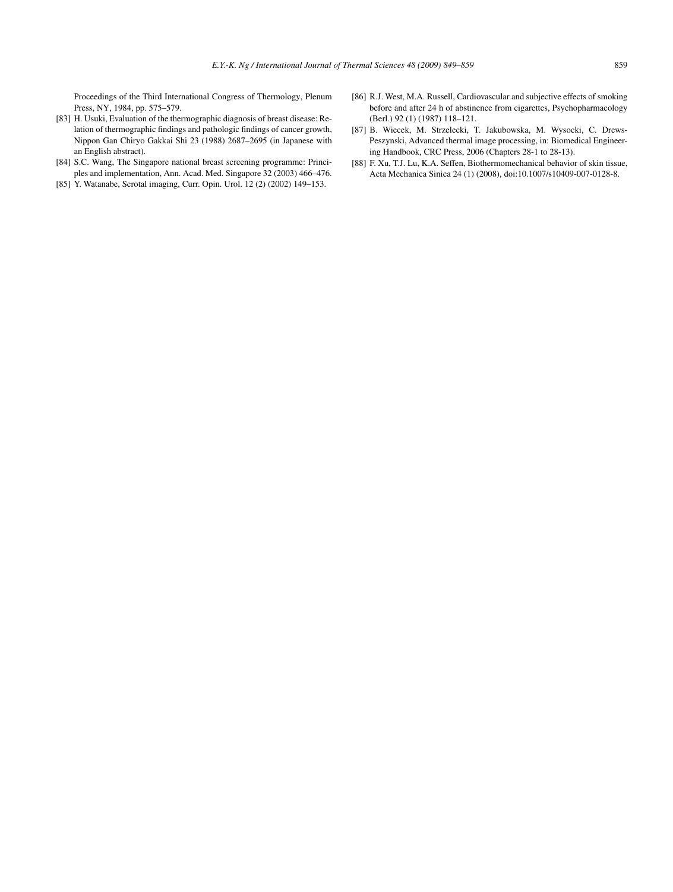Proceedings of the Third International Congress of Thermology, Plenum Press, NY, 1984, pp. 575–579.

[83] H. Usuki, Evaluation of the thermographic diagnosis of breast disease: Relation of thermographic findings and pathologic findings of cancer growth, Nippon Gan Chiryo Gakkai Shi 23 (1988) 2687–2695 (in Japanese with an English abstract).

[84] S.C. Wang, The Singapore national breast screening programme: Principles and implementation, Ann. Acad. Med. Singapore 32 (2003) 466–476.

[85] Y. Watanabe, Scrotal imaging, Curr. Opin. Urol. 12 (2) (2002) 149–153.

[86] R.J. West, M.A. Russell, Cardiovascular and subjective effects of smoking before and after 24 h of abstinence from cigarettes, Psychopharmacology (Berl.) 92 (1) (1987) 118–121.

[87] B. Wiecek, M. Strzelecki, T. Jakubowska, M. Wysocki, C. Drews-Peszynski, Advanced thermal image processing, in: Biomedical Engineering Handbook, CRC Press, 2006 (Chapters 28-1 to 28-13).

[88] F. Xu, T.J. Lu, K.A. Seffen, Biothermomechanical behavior of skin tissue, Acta Mechanica Sinica 24 (1) (2008), doi:10.1007/s10409-007-0128-8.